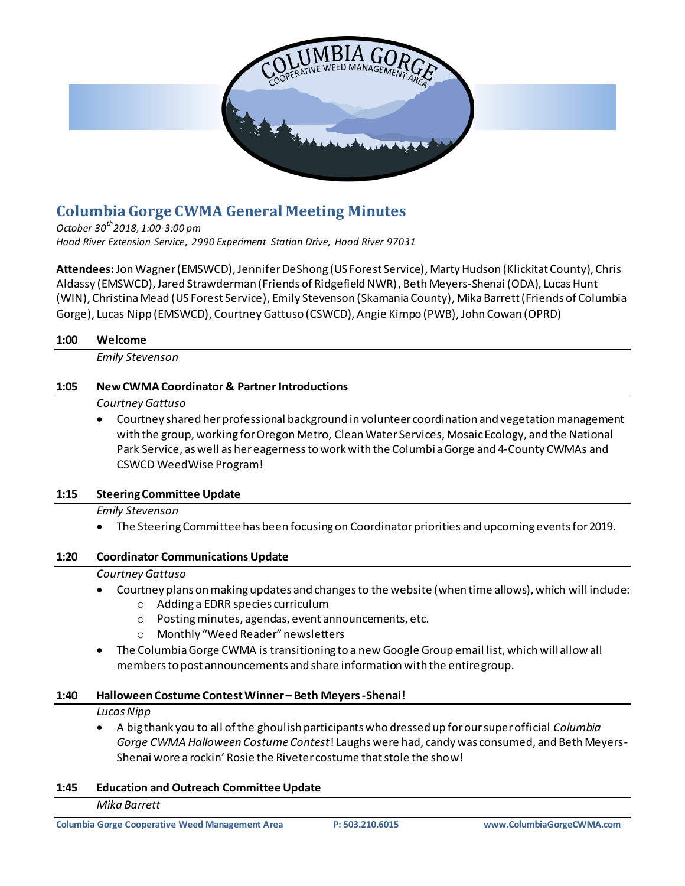# Columbia Gorge CWMA General Meeting Minutes

*October 30th 2018, 1:00-3:00 pm*
*Hood River Extension Service, 2990 Experiment Station Drive, Hood River 97031*

**Attendees:** Jon Wagner (EMSWCD), Jennifer DeShong (US Forest Service), Marty Hudson (Klickitat County), Chris Aldassy (EMSWCD), Jared Strawderman (Friends of Ridgefield NWR), Beth Meyers-Shenai (ODA), Lucas Hunt (WIN), Christina Mead (US Forest Service), Emily Stevenson (Skamania County), Mika Barrett (Friends of Columbia Gorge), Lucas Nipp (EMSWCD), Courtney Gattuso (CSWCD), Angie Kimpo (PWB), John Cowan (OPRD)

### 1:00 Welcome

*Emily Stevenson*

### 1:05 New CWMA Coordinator & Partner Introductions

*Courtney Gattuso*

- Courtney shared her professional background in volunteer coordination and vegetation management with the group, working for Oregon Metro, Clean Water Services, Mosaic Ecology, and the National Park Service, as well as her eagerness to work with the Columbia Gorge and 4-County CWMAs and CSWCD WeedWise Program!

### 1:15 Steering Committee Update

*Emily Stevenson*

- The Steering Committee has been focusing on Coordinator priorities and upcoming events for 2019.

### 1:20 Coordinator Communications Update

*Courtney Gattuso*

- Courtney plans on making updates and changes to the website (when time allows), which will include:
  - Adding a EDRR species curriculum
  - Posting minutes, agendas, event announcements, etc.
  - Monthly "Weed Reader" newsletters
- The Columbia Gorge CWMA is transitioning to a new Google Group email list, which will allow all members to post announcements and share information with the entire group.

### 1:40 Halloween Costume Contest Winner – Beth Meyers-Shenai!

*Lucas Nipp*

- A big thank you to all of the ghoulish participants who dressed up for our super official *Columbia Gorge CWMA Halloween Costume Contest*! Laughs were had, candy was consumed, and Beth Meyers-Shenai wore a rockin' Rosie the Riveter costume that stole the show!

### 1:45 Education and Outreach Committee Update

*Mika Barrett*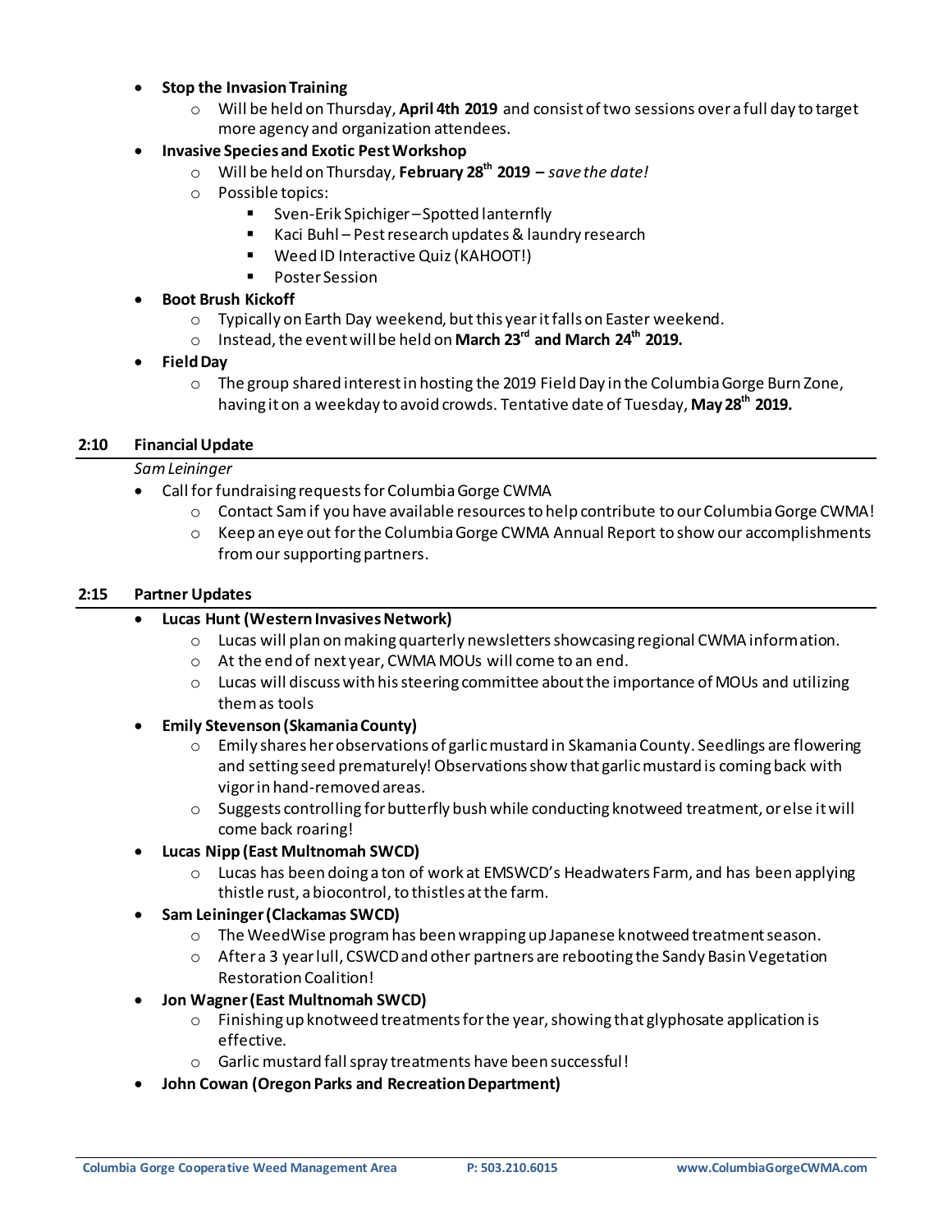- **Stop the Invasion Training**
  - Will be held on Thursday, **April 4th 2019** and consist of two sessions over a full day to target more agency and organization attendees.
- **Invasive Species and Exotic Pest Workshop**
  - Will be held on Thursday, **February 28th 2019 –** *save the date!*
  - Possible topics:
    - Sven-Erik Spichiger – Spotted lanternfly
    - Kaci Buhl – Pest research updates & laundry research
    - Weed ID Interactive Quiz (KAHOOT!)
    - Poster Session
- **Boot Brush Kickoff**
  - Typically on Earth Day weekend, but this year it falls on Easter weekend.
  - Instead, the event will be held on **March 23rd and March 24th 2019.**
- **Field Day**
  - The group shared interest in hosting the 2019 Field Day in the Columbia Gorge Burn Zone, having it on a weekday to avoid crowds. Tentative date of Tuesday, **May 28th 2019.**

## 2:10 Financial Update

*Sam Leininger*

- Call for fundraising requests for Columbia Gorge CWMA
  - Contact Sam if you have available resources to help contribute to our Columbia Gorge CWMA!
  - Keep an eye out for the Columbia Gorge CWMA Annual Report to show our accomplishments from our supporting partners.

## 2:15 Partner Updates

- **Lucas Hunt (Western Invasives Network)**
  - Lucas will plan on making quarterly newsletters showcasing regional CWMA information.
  - At the end of next year, CWMA MOUs will come to an end.
  - Lucas will discuss with his steering committee about the importance of MOUs and utilizing them as tools
- **Emily Stevenson (Skamania County)**
  - Emily shares her observations of garlic mustard in Skamania County. Seedlings are flowering and setting seed prematurely! Observations show that garlic mustard is coming back with vigor in hand-removed areas.
  - Suggests controlling for butterfly bush while conducting knotweed treatment, or else it will come back roaring!
- **Lucas Nipp (East Multnomah SWCD)**
  - Lucas has been doing a ton of work at EMSWCD's Headwaters Farm, and has been applying thistle rust, a biocontrol, to thistles at the farm.
- **Sam Leininger (Clackamas SWCD)**
  - The WeedWise program has been wrapping up Japanese knotweed treatment season.
  - After a 3 year lull, CSWCD and other partners are rebooting the Sandy Basin Vegetation Restoration Coalition!
- **Jon Wagner (East Multnomah SWCD)**
  - Finishing up knotweed treatments for the year, showing that glyphosate application is effective.
  - Garlic mustard fall spray treatments have been successful!
- **John Cowan (Oregon Parks and Recreation Department)**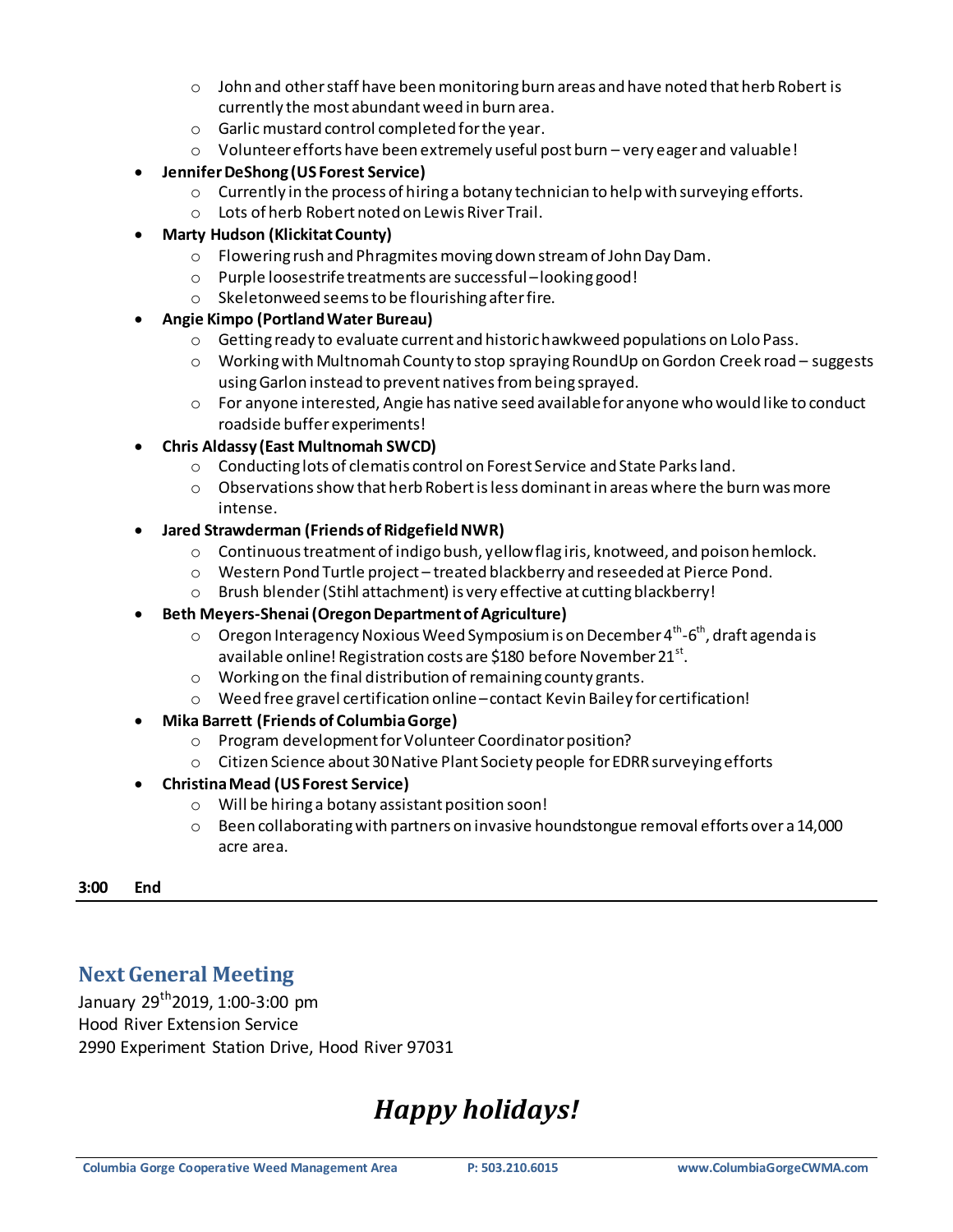- John and other staff have been monitoring burn areas and have noted that herb Robert is currently the most abundant weed in burn area.
  - Garlic mustard control completed for the year.
  - Volunteer efforts have been extremely useful post burn – very eager and valuable!
- **Jennifer DeShong (US Forest Service)**
  - Currently in the process of hiring a botany technician to help with surveying efforts.
  - Lots of herb Robert noted on Lewis River Trail.
- **Marty Hudson (Klickitat County)**
  - Flowering rush and Phragmites moving down stream of John Day Dam.
  - Purple loosestrife treatments are successful – looking good!
  - Skeletonweed seems to be flourishing after fire.
- **Angie Kimpo (Portland Water Bureau)**
  - Getting ready to evaluate current and historic hawkweed populations on Lolo Pass.
  - Working with Multnomah County to stop spraying RoundUp on Gordon Creek road – suggests using Garlon instead to prevent natives from being sprayed.
  - For anyone interested, Angie has native seed available for anyone who would like to conduct roadside buffer experiments!
- **Chris Aldassy (East Multnomah SWCD)**
  - Conducting lots of clematis control on Forest Service and State Parks land.
  - Observations show that herb Robert is less dominant in areas where the burn was more intense.
- **Jared Strawderman (Friends of Ridgefield NWR)**
  - Continuous treatment of indigo bush, yellow flag iris, knotweed, and poison hemlock.
  - Western Pond Turtle project – treated blackberry and reseeded at Pierce Pond.
  - Brush blender (Stihl attachment) is very effective at cutting blackberry!
- **Beth Meyers-Shenai (Oregon Department of Agriculture)**
  - Oregon Interagency Noxious Weed Symposium is on December 4th-6th, draft agenda is available online! Registration costs are $180 before November 21st.
  - Working on the final distribution of remaining county grants.
  - Weed free gravel certification online – contact Kevin Bailey for certification!
- **Mika Barrett (Friends of Columbia Gorge)**
  - Program development for Volunteer Coordinator position?
  - Citizen Science about 30 Native Plant Society people for EDRR surveying efforts
- **Christina Mead (US Forest Service)**
  - Will be hiring a botany assistant position soon!
  - Been collaborating with partners on invasive houndstongue removal efforts over a 14,000 acre area.

**3:00 End**

---

## Next General Meeting

January 29th 2019, 1:00-3:00 pm
Hood River Extension Service
2990 Experiment Station Drive, Hood River 97031

# *Happy holidays!*